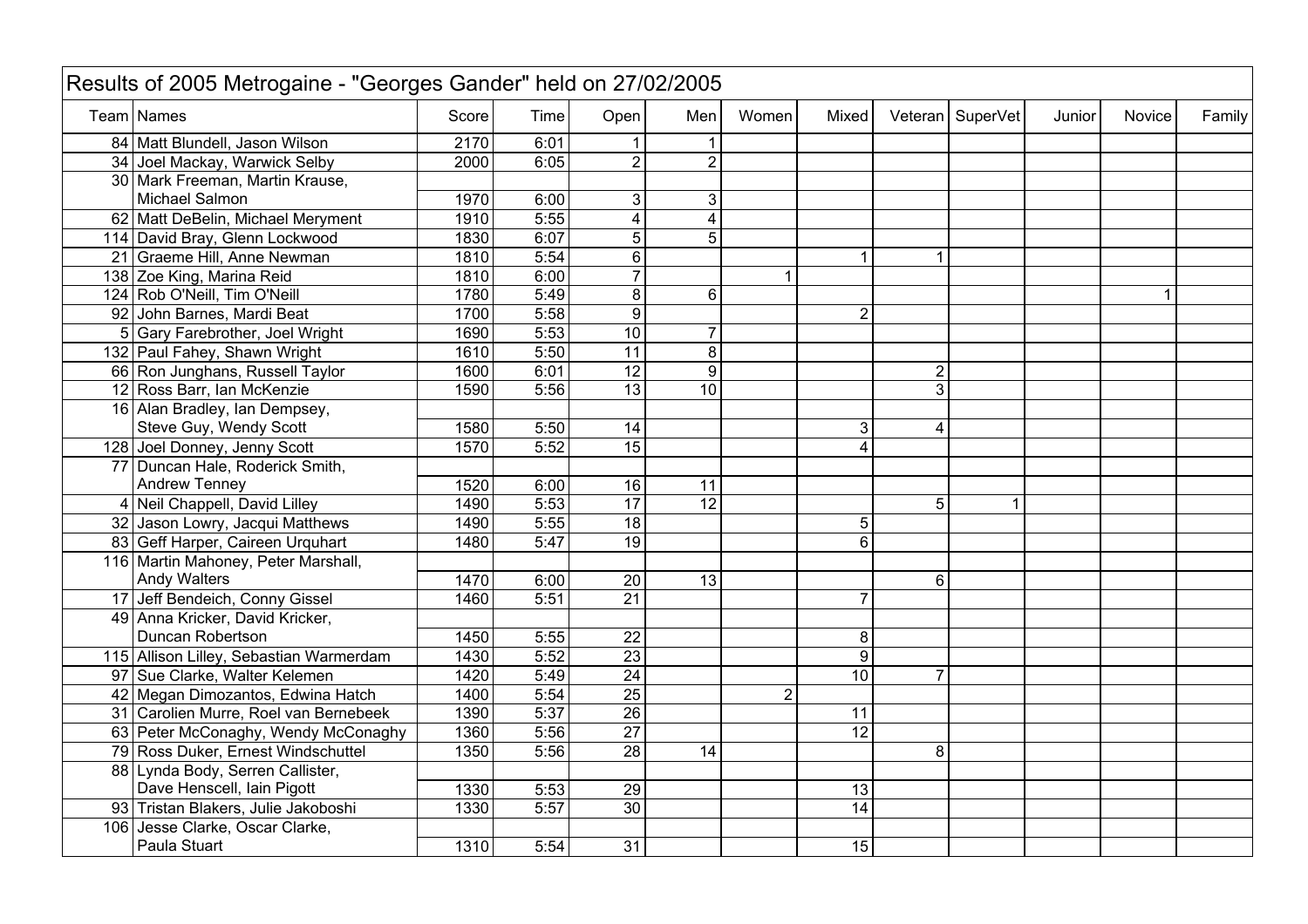# Results of 2005 Metrogaine - "Georges Gander" held on 27/02/2005

| Team | Names | Score | Time | Open | Men | Women | Mixed | Veteran | SuperVet | Junior | Novice | Family |
|---|---|---|---|---|---|---|---|---|---|---|---|---|
| 84 | Matt Blundell, Jason Wilson | 2170 | 6:01 | 1 | 1 | | | | | | | |
| 34 | Joel Mackay, Warwick Selby | 2000 | 6:05 | 2 | 2 | | | | | | | |
| 30 | Mark Freeman, Martin Krause, Michael Salmon | 1970 | 6:00 | 3 | 3 | | | | | | | |
| 62 | Matt DeBelin, Michael Meryment | 1910 | 5:55 | 4 | 4 | | | | | | | |
| 114 | David Bray, Glenn Lockwood | 1830 | 6:07 | 5 | 5 | | | | | | | |
| 21 | Graeme Hill, Anne Newman | 1810 | 5:54 | 6 | | | 1 | 1 | | | | |
| 138 | Zoe King, Marina Reid | 1810 | 6:00 | 7 | | 1 | | | | | | |
| 124 | Rob O'Neill, Tim O'Neill | 1780 | 5:49 | 8 | 6 | | | | | | 1 | |
| 92 | John Barnes, Mardi Beat | 1700 | 5:58 | 9 | | | 2 | | | | | |
| 5 | Gary Farebrother, Joel Wright | 1690 | 5:53 | 10 | 7 | | | | | | | |
| 132 | Paul Fahey, Shawn Wright | 1610 | 5:50 | 11 | 8 | | | | | | | |
| 66 | Ron Junghans, Russell Taylor | 1600 | 6:01 | 12 | 9 | | | 2 | | | | |
| 12 | Ross Barr, Ian McKenzie | 1590 | 5:56 | 13 | 10 | | | 3 | | | | |
| 16 | Alan Bradley, Ian Dempsey, Steve Guy, Wendy Scott | 1580 | 5:50 | 14 | | | 3 | 4 | | | | |
| 128 | Joel Donney, Jenny Scott | 1570 | 5:52 | 15 | | | 4 | | | | | |
| 77 | Duncan Hale, Roderick Smith, Andrew Tenney | 1520 | 6:00 | 16 | 11 | | | | | | | |
| 4 | Neil Chappell, David Lilley | 1490 | 5:53 | 17 | 12 | | | 5 | 1 | | | |
| 32 | Jason Lowry, Jacqui Matthews | 1490 | 5:55 | 18 | | | 5 | | | | | |
| 83 | Geff Harper, Caireen Urquhart | 1480 | 5:47 | 19 | | | 6 | | | | | |
| 116 | Martin Mahoney, Peter Marshall, Andy Walters | 1470 | 6:00 | 20 | 13 | | | 6 | | | | |
| 17 | Jeff Bendeich, Conny Gissel | 1460 | 5:51 | 21 | | | 7 | | | | | |
| 49 | Anna Kricker, David Kricker, Duncan Robertson | 1450 | 5:55 | 22 | | | 8 | | | | | |
| 115 | Allison Lilley, Sebastian Warmerdam | 1430 | 5:52 | 23 | | | 9 | | | | | |
| 97 | Sue Clarke, Walter Kelemen | 1420 | 5:49 | 24 | | | 10 | 7 | | | | |
| 42 | Megan Dimozantos, Edwina Hatch | 1400 | 5:54 | 25 | | 2 | | | | | | |
| 31 | Carolien Murre, Roel van Bernebeek | 1390 | 5:37 | 26 | | | 11 | | | | | |
| 63 | Peter McConaghy, Wendy McConaghy | 1360 | 5:56 | 27 | | | 12 | | | | | |
| 79 | Ross Duker, Ernest Windschuttel | 1350 | 5:56 | 28 | 14 | | | 8 | | | | |
| 88 | Lynda Body, Serren Callister, Dave Henscell, Iain Pigott | 1330 | 5:53 | 29 | | | 13 | | | | | |
| 93 | Tristan Blakers, Julie Jakoboshi | 1330 | 5:57 | 30 | | | 14 | | | | | |
| 106 | Jesse Clarke, Oscar Clarke, Paula Stuart | 1310 | 5:54 | 31 | | | 15 | | | | | |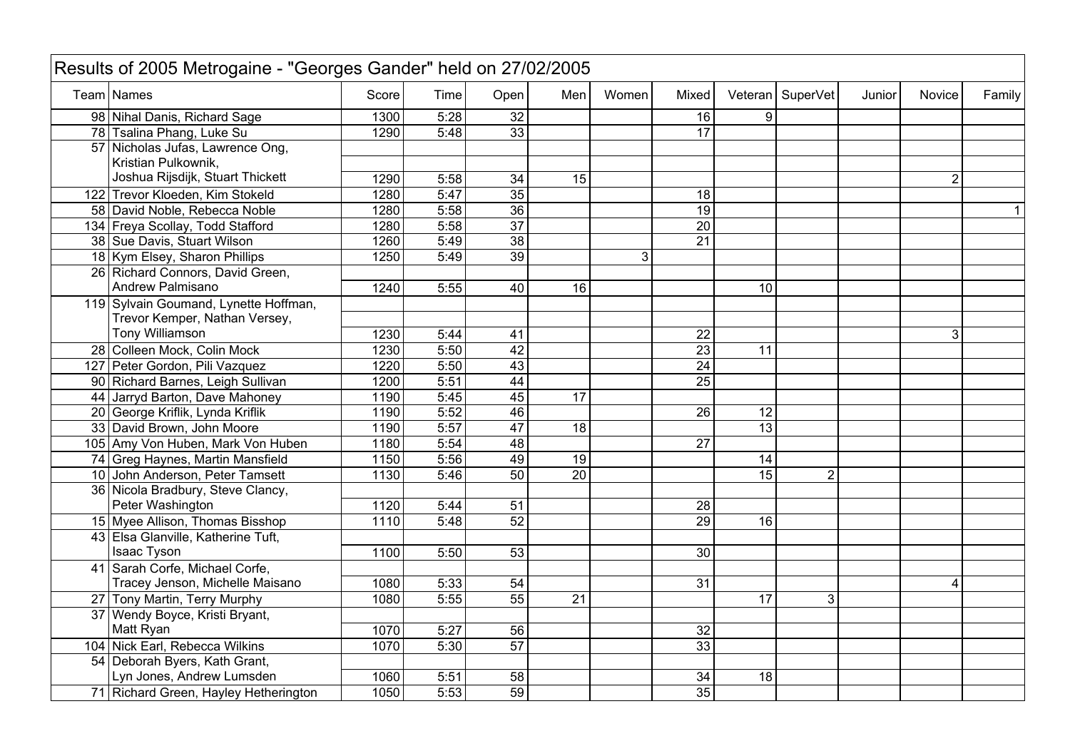# Results of 2005 Metrogaine - "Georges Gander" held on 27/02/2005

| Team | Names | Score | Time | Open | Men | Women | Mixed | Veteran | SuperVet | Junior | Novice | Family |
|---|---|---|---|---|---|---|---|---|---|---|---|---|
| 98 | Nihal Danis, Richard Sage | 1300 | 5:28 | 32 | | | 16 | 9 | | | | |
| 78 | Tsalina Phang, Luke Su | 1290 | 5:48 | 33 | | | 17 | | | | | |
| 57 | Nicholas Jufas, Lawrence Ong, Kristian Pulkownik, Joshua Rijsdijk, Stuart Thickett | 1290 | 5:58 | 34 | 15 | | | | | | 2 | |
| 122 | Trevor Kloeden, Kim Stokeld | 1280 | 5:47 | 35 | | | 18 | | | | | |
| 58 | David Noble, Rebecca Noble | 1280 | 5:58 | 36 | | | 19 | | | | | 1 |
| 134 | Freya Scollay, Todd Stafford | 1280 | 5:58 | 37 | | | 20 | | | | | |
| 38 | Sue Davis, Stuart Wilson | 1260 | 5:49 | 38 | | | 21 | | | | | |
| 18 | Kym Elsey, Sharon Phillips | 1250 | 5:49 | 39 | | 3 | | | | | | |
| 26 | Richard Connors, David Green, Andrew Palmisano | 1240 | 5:55 | 40 | 16 | | | 10 | | | | |
| 119 | Sylvain Goumand, Lynette Hoffman, Trevor Kemper, Nathan Versey, Tony Williamson | 1230 | 5:44 | 41 | | | 22 | | | | 3 | |
| 28 | Colleen Mock, Colin Mock | 1230 | 5:50 | 42 | | | 23 | 11 | | | | |
| 127 | Peter Gordon, Pili Vazquez | 1220 | 5:50 | 43 | | | 24 | | | | | |
| 90 | Richard Barnes, Leigh Sullivan | 1200 | 5:51 | 44 | | | 25 | | | | | |
| 44 | Jarryd Barton, Dave Mahoney | 1190 | 5:45 | 45 | 17 | | | | | | | |
| 20 | George Kriflik, Lynda Kriflik | 1190 | 5:52 | 46 | | | 26 | 12 | | | | |
| 33 | David Brown, John Moore | 1190 | 5:57 | 47 | 18 | | | 13 | | | | |
| 105 | Amy Von Huben, Mark Von Huben | 1180 | 5:54 | 48 | | | 27 | | | | | |
| 74 | Greg Haynes, Martin Mansfield | 1150 | 5:56 | 49 | 19 | | | 14 | | | | |
| 10 | John Anderson, Peter Tamsett | 1130 | 5:46 | 50 | 20 | | | 15 | 2 | | | |
| 36 | Nicola Bradbury, Steve Clancy, Peter Washington | 1120 | 5:44 | 51 | | | 28 | | | | | |
| 15 | Myee Allison, Thomas Bisshop | 1110 | 5:48 | 52 | | | 29 | 16 | | | | |
| 43 | Elsa Glanville, Katherine Tuft, Isaac Tyson | 1100 | 5:50 | 53 | | | 30 | | | | | |
| 41 | Sarah Corfe, Michael Corfe, Tracey Jenson, Michelle Maisano | 1080 | 5:33 | 54 | | | 31 | | | | 4 | |
| 27 | Tony Martin, Terry Murphy | 1080 | 5:55 | 55 | 21 | | | 17 | 3 | | | |
| 37 | Wendy Boyce, Kristi Bryant, Matt Ryan | 1070 | 5:27 | 56 | | | 32 | | | | | |
| 104 | Nick Earl, Rebecca Wilkins | 1070 | 5:30 | 57 | | | 33 | | | | | |
| 54 | Deborah Byers, Kath Grant, Lyn Jones, Andrew Lumsden | 1060 | 5:51 | 58 | | | 34 | 18 | | | | |
| 71 | Richard Green, Hayley Hetherington | 1050 | 5:53 | 59 | | | 35 | | | | | |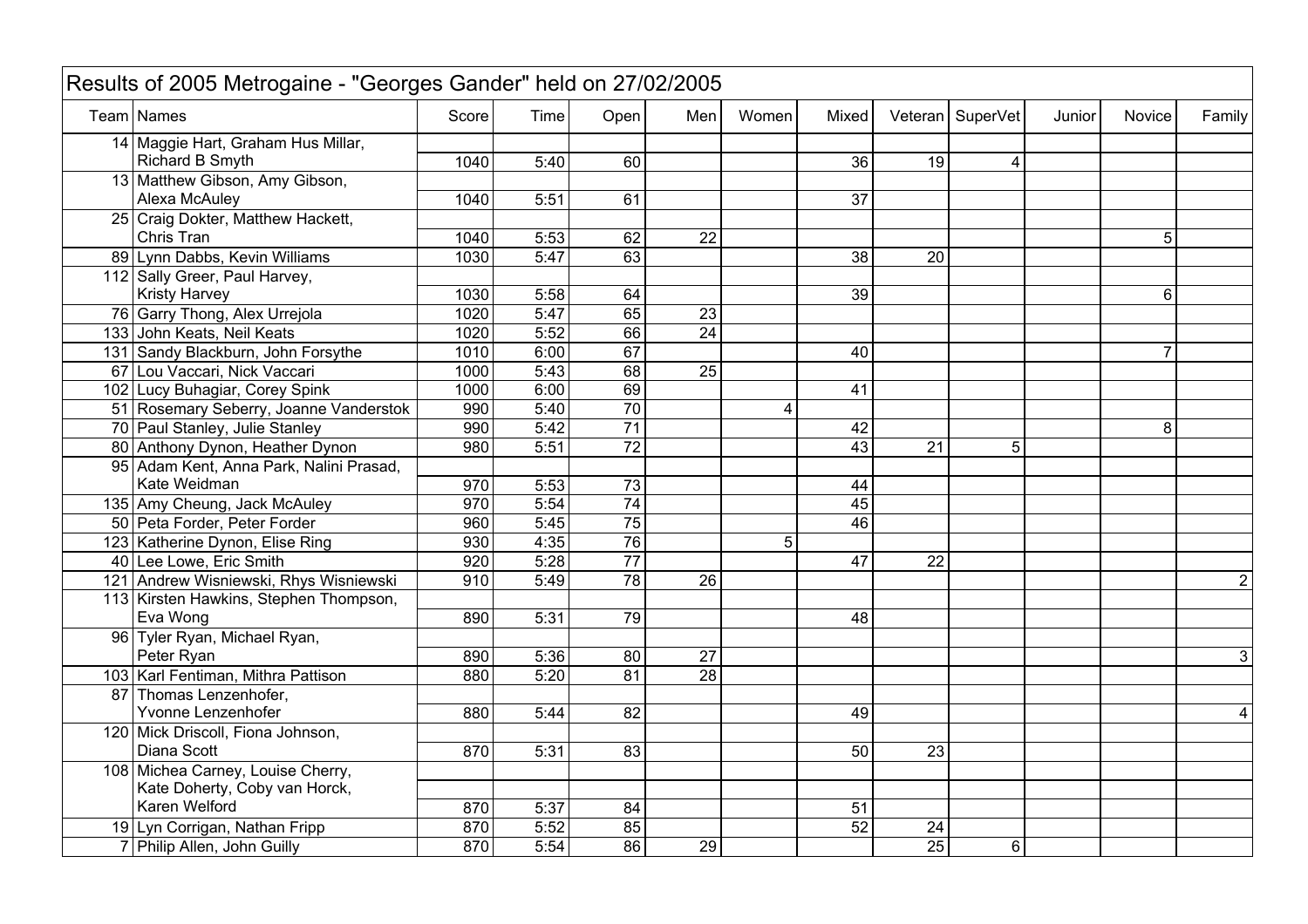# Results of 2005 Metrogaine - "Georges Gander" held on 27/02/2005

| Team | Names | Score | Time | Open | Men | Women | Mixed | Veteran | SuperVet | Junior | Novice | Family |
|---|---|---|---|---|---|---|---|---|---|---|---|---|
| 14 | Maggie Hart, Graham Hus Millar, Richard B Smyth | 1040 | 5:40 | 60 | | | 36 | 19 | 4 | | | |
| 13 | Matthew Gibson, Amy Gibson, Alexa McAuley | 1040 | 5:51 | 61 | | | 37 | | | | | |
| 25 | Craig Dokter, Matthew Hackett, Chris Tran | 1040 | 5:53 | 62 | 22 | | | | | | 5 | |
| 89 | Lynn Dabbs, Kevin Williams | 1030 | 5:47 | 63 | | | 38 | 20 | | | | |
| 112 | Sally Greer, Paul Harvey, Kristy Harvey | 1030 | 5:58 | 64 | | | 39 | | | | 6 | |
| 76 | Garry Thong, Alex Urrejola | 1020 | 5:47 | 65 | 23 | | | | | | | |
| 133 | John Keats, Neil Keats | 1020 | 5:52 | 66 | 24 | | | | | | | |
| 131 | Sandy Blackburn, John Forsythe | 1010 | 6:00 | 67 | | | 40 | | | | 7 | |
| 67 | Lou Vaccari, Nick Vaccari | 1000 | 5:43 | 68 | 25 | | | | | | | |
| 102 | Lucy Buhagiar, Corey Spink | 1000 | 6:00 | 69 | | | 41 | | | | | |
| 51 | Rosemary Seberry, Joanne Vanderstok | 990 | 5:40 | 70 | | 4 | | | | | | |
| 70 | Paul Stanley, Julie Stanley | 990 | 5:42 | 71 | | | 42 | | | | 8 | |
| 80 | Anthony Dynon, Heather Dynon | 980 | 5:51 | 72 | | | 43 | 21 | 5 | | | |
| 95 | Adam Kent, Anna Park, Nalini Prasad, Kate Weidman | 970 | 5:53 | 73 | | | 44 | | | | | |
| 135 | Amy Cheung, Jack McAuley | 970 | 5:54 | 74 | | | 45 | | | | | |
| 50 | Peta Forder, Peter Forder | 960 | 5:45 | 75 | | | 46 | | | | | |
| 123 | Katherine Dynon, Elise Ring | 930 | 4:35 | 76 | | 5 | | | | | | |
| 40 | Lee Lowe, Eric Smith | 920 | 5:28 | 77 | | | 47 | 22 | | | | |
| 121 | Andrew Wisniewski, Rhys Wisniewski | 910 | 5:49 | 78 | 26 | | | | | | | 2 |
| 113 | Kirsten Hawkins, Stephen Thompson, Eva Wong | 890 | 5:31 | 79 | | | 48 | | | | | |
| 96 | Tyler Ryan, Michael Ryan, Peter Ryan | 890 | 5:36 | 80 | 27 | | | | | | | 3 |
| 103 | Karl Fentiman, Mithra Pattison | 880 | 5:20 | 81 | 28 | | | | | | | |
| 87 | Thomas Lenzenhofer, Yvonne Lenzenhofer | 880 | 5:44 | 82 | | | 49 | | | | | 4 |
| 120 | Mick Driscoll, Fiona Johnson, Diana Scott | 870 | 5:31 | 83 | | | 50 | 23 | | | | |
| 108 | Michea Carney, Louise Cherry, Kate Doherty, Coby van Horck, Karen Welford | 870 | 5:37 | 84 | | | 51 | | | | | |
| 19 | Lyn Corrigan, Nathan Fripp | 870 | 5:52 | 85 | | | 52 | 24 | | | | |
| 7 | Philip Allen, John Guilly | 870 | 5:54 | 86 | 29 | | | 25 | 6 | | | |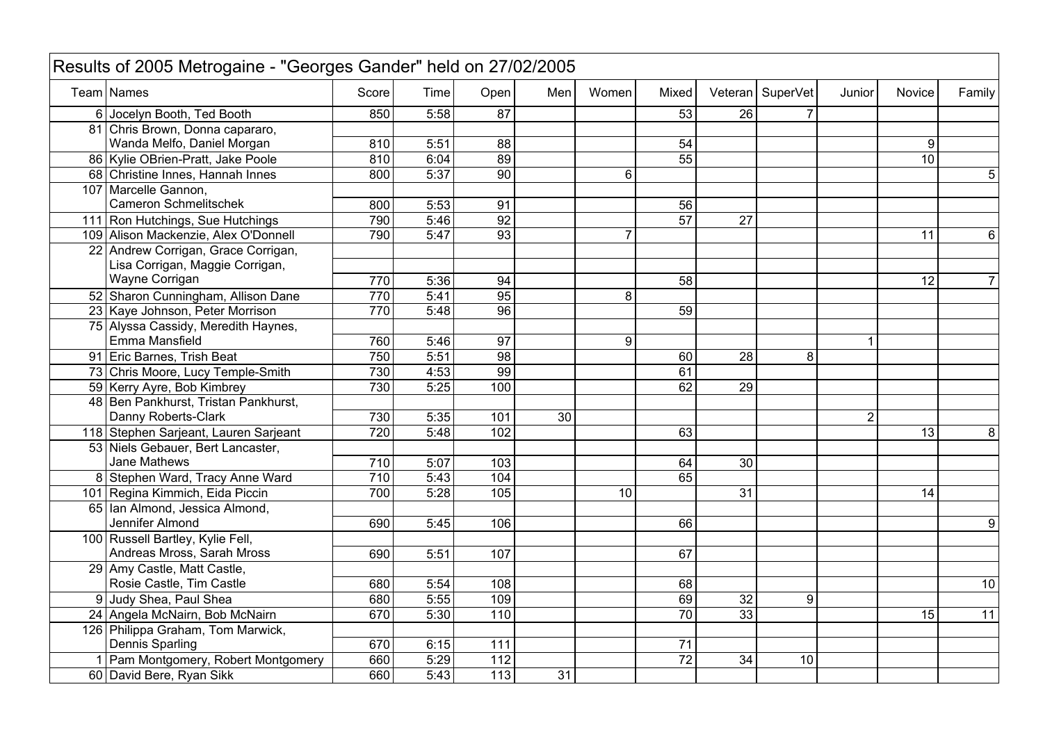# Results of 2005 Metrogaine - "Georges Gander" held on 27/02/2005

| Team | Names | Score | Time | Open | Men | Women | Mixed | Veteran | SuperVet | Junior | Novice | Family |
|---|---|---|---|---|---|---|---|---|---|---|---|---|
| 6 | Jocelyn Booth, Ted Booth | 850 | 5:58 | 87 | | | 53 | 26 | 7 | | | |
| 81 | Chris Brown, Donna capararo, Wanda Melfo, Daniel Morgan | 810 | 5:51 | 88 | | | 54 | | | | 9 | |
| 86 | Kylie OBrien-Pratt, Jake Poole | 810 | 6:04 | 89 | | | 55 | | | | 10 | |
| 68 | Christine Innes, Hannah Innes | 800 | 5:37 | 90 | | 6 | | | | | | 5 |
| 107 | Marcelle Gannon, Cameron Schmelitschek | 800 | 5:53 | 91 | | | 56 | | | | | |
| 111 | Ron Hutchings, Sue Hutchings | 790 | 5:46 | 92 | | | 57 | 27 | | | | |
| 109 | Alison Mackenzie, Alex O'Donnell | 790 | 5:47 | 93 | | 7 | | | | | 11 | 6 |
| 22 | Andrew Corrigan, Grace Corrigan, Lisa Corrigan, Maggie Corrigan, Wayne Corrigan | 770 | 5:36 | 94 | | | 58 | | | | 12 | 7 |
| 52 | Sharon Cunningham, Allison Dane | 770 | 5:41 | 95 | | 8 | | | | | | |
| 23 | Kaye Johnson, Peter Morrison | 770 | 5:48 | 96 | | | 59 | | | | | |
| 75 | Alyssa Cassidy, Meredith Haynes, Emma Mansfield | 760 | 5:46 | 97 | | 9 | | | | 1 | | |
| 91 | Eric Barnes, Trish Beat | 750 | 5:51 | 98 | | | 60 | 28 | 8 | | | |
| 73 | Chris Moore, Lucy Temple-Smith | 730 | 4:53 | 99 | | | 61 | | | | | |
| 59 | Kerry Ayre, Bob Kimbrey | 730 | 5:25 | 100 | | | 62 | 29 | | | | |
| 48 | Ben Pankhurst, Tristan Pankhurst, Danny Roberts-Clark | 730 | 5:35 | 101 | 30 | | | | | 2 | | |
| 118 | Stephen Sarjeant, Lauren Sarjeant | 720 | 5:48 | 102 | | | 63 | | | | 13 | 8 |
| 53 | Niels Gebauer, Bert Lancaster, Jane Mathews | 710 | 5:07 | 103 | | | 64 | 30 | | | | |
| 8 | Stephen Ward, Tracy Anne Ward | 710 | 5:43 | 104 | | | 65 | | | | | |
| 101 | Regina Kimmich, Eida Piccin | 700 | 5:28 | 105 | | 10 | | 31 | | | 14 | |
| 65 | Ian Almond, Jessica Almond, Jennifer Almond | 690 | 5:45 | 106 | | | 66 | | | | | 9 |
| 100 | Russell Bartley, Kylie Fell, Andreas Mross, Sarah Mross | 690 | 5:51 | 107 | | | 67 | | | | | |
| 29 | Amy Castle, Matt Castle, Rosie Castle, Tim Castle | 680 | 5:54 | 108 | | | 68 | | | | | 10 |
| 9 | Judy Shea, Paul Shea | 680 | 5:55 | 109 | | | 69 | 32 | 9 | | | |
| 24 | Angela McNairn, Bob McNairn | 670 | 5:30 | 110 | | | 70 | 33 | | | 15 | 11 |
| 126 | Philippa Graham, Tom Marwick, Dennis Sparling | 670 | 6:15 | 111 | | | 71 | | | | | |
| 1 | Pam Montgomery, Robert Montgomery | 660 | 5:29 | 112 | | | 72 | 34 | 10 | | | |
| 60 | David Bere, Ryan Sikk | 660 | 5:43 | 113 | 31 | | | | | | | |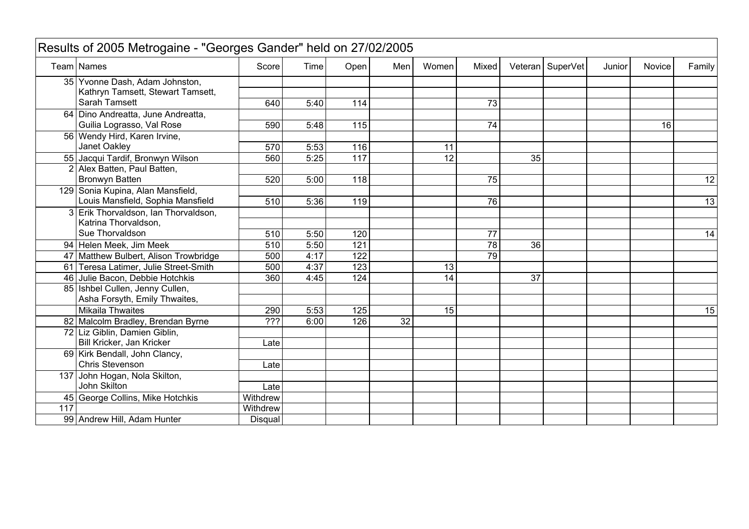# Results of 2005 Metrogaine - "Georges Gander" held on 27/02/2005

| Team | Names | Score | Time | Open | Men | Women | Mixed | Veteran | SuperVet | Junior | Novice | Family |
|---|---|---|---|---|---|---|---|---|---|---|---|---|
| 35 | Yvonne Dash, Adam Johnston, Kathryn Tamsett, Stewart Tamsett, Sarah Tamsett | 640 | 5:40 | 114 | | | 73 | | | | | |
| 64 | Dino Andreatta, June Andreatta, Guilia Lograsso, Val Rose | 590 | 5:48 | 115 | | | 74 | | | | 16 | |
| 56 | Wendy Hird, Karen Irvine, Janet Oakley | 570 | 5:53 | 116 | | 11 | | | | | | |
| 55 | Jacqui Tardif, Bronwyn Wilson | 560 | 5:25 | 117 | | 12 | | 35 | | | | |
| 2 | Alex Batten, Paul Batten, Bronwyn Batten | 520 | 5:00 | 118 | | | 75 | | | | | 12 |
| 129 | Sonia Kupina, Alan Mansfield, Louis Mansfield, Sophia Mansfield | 510 | 5:36 | 119 | | | 76 | | | | | 13 |
| 3 | Erik Thorvaldson, Ian Thorvaldson, Katrina Thorvaldson, Sue Thorvaldson | 510 | 5:50 | 120 | | | 77 | | | | | 14 |
| 94 | Helen Meek, Jim Meek | 510 | 5:50 | 121 | | | 78 | 36 | | | | |
| 47 | Matthew Bulbert, Alison Trowbridge | 500 | 4:17 | 122 | | | 79 | | | | | |
| 61 | Teresa Latimer, Julie Street-Smith | 500 | 4:37 | 123 | | 13 | | | | | | |
| 46 | Julie Bacon, Debbie Hotchkis | 360 | 4:45 | 124 | | 14 | | 37 | | | | |
| 85 | Ishbel Cullen, Jenny Cullen, Asha Forsyth, Emily Thwaites, Mikaila Thwaites | 290 | 5:53 | 125 | | 15 | | | | | | 15 |
| 82 | Malcolm Bradley, Brendan Byrne | ??? | 6:00 | 126 | 32 | | | | | | | |
| 72 | Liz Giblin, Damien Giblin, Bill Kricker, Jan Kricker | Late | | | | | | | | | | |
| 69 | Kirk Bendall, John Clancy, Chris Stevenson | Late | | | | | | | | | | |
| 137 | John Hogan, Nola Skilton, John Skilton | Late | | | | | | | | | | |
| 45 | George Collins, Mike Hotchkis | Withdrew | | | | | | | | | | |
| 117 | | Withdrew | | | | | | | | | | |
| 99 | Andrew Hill, Adam Hunter | Disqual | | | | | | | | | | |